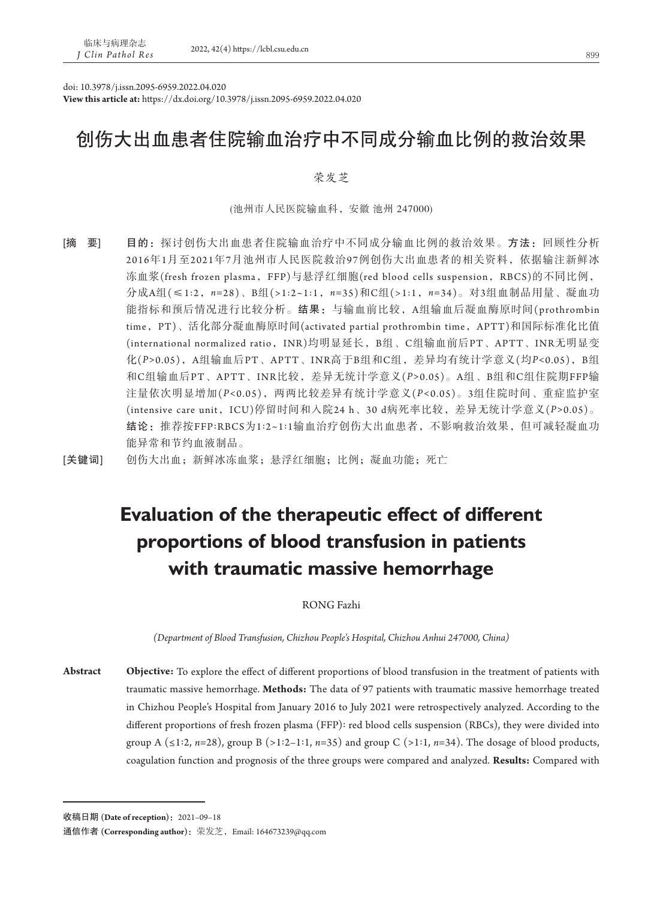doi: 10.3978/j.issn.2095-6959.2022.04.020
**View this article at:** https://dx.doi.org/10.3978/j.issn.2095-6959.2022.04.020

# 创伤大出血患者住院输血治疗中不同成分输血比例的救治效果

荣发芝

(池州市人民医院输血科，安徽 池州 247000)

**[摘　要]** **目的：**探讨创伤大出血患者住院输血治疗中不同成分输血比例的救治效果。**方法：**回顾性分析2016年1月至2021年7月池州市人民医院救治97例创伤大出血患者的相关资料，依据输注新鲜冰冻血浆(fresh frozen plasma，FFP)与悬浮红细胞(red blood cells suspension，RBCS)的不同比例，分成A组(≤1:2，*n*=28)、B组(>1:2~1:1，*n*=35)和C组(>1:1，*n*=34)。对3组血制品用量、凝血功能指标和预后情况进行比较分析。**结果：**与输血前比较，A组输血后凝血酶原时间(prothrombin time，PT)、活化部分凝血酶原时间(activated partial prothrombin time，APTT)和国际标准化比值(international normalized ratio，INR)均明显延长，B组、C组输血前后PT、APTT、INR无明显变化($P$>0.05)，A组输血后PT、APTT、INR高于B组和C组，差异均有统计学意义(均$P$<0.05)，B组和C组输血后PT、APTT、INR比较，差异无统计学意义($P$>0.05)。A组、B组和C组住院期FFP输注量依次明显增加($P$<0.05)，两两比较差异有统计学意义($P$<0.05)。3组住院时间、重症监护室(intensive care unit，ICU)停留时间和入院24 h、30 d病死率比较，差异无统计学意义($P$>0.05)。**结论：**推荐按FFP:RBCS为1:2~1:1输血治疗创伤大出血患者，不影响救治效果，但可减轻凝血功能异常和节约血液制品。

**[关键词]** 创伤大出血；新鲜冰冻血浆；悬浮红细胞；比例；凝血功能；死亡

# Evaluation of the therapeutic effect of different proportions of blood transfusion in patients with traumatic massive hemorrhage

RONG Fazhi

*(Department of Blood Transfusion, Chizhou People's Hospital, Chizhou Anhui 247000, China)*

**Abstract** **Objective:** To explore the effect of different proportions of blood transfusion in the treatment of patients with traumatic massive hemorrhage. **Methods:** The data of 97 patients with traumatic massive hemorrhage treated in Chizhou People's Hospital from January 2016 to July 2021 were retrospectively analyzed. According to the different proportions of fresh frozen plasma (FFP): red blood cells suspension (RBCs), they were divided into group A (≤1:2, *n*=28), group B (>1:2–1:1, *n*=35) and group C (>1:1, *n*=34). The dosage of blood products, coagulation function and prognosis of the three groups were compared and analyzed. **Results:** Compared with

---

**收稿日期 (Date of reception)：** 2021–09–18

**通信作者 (Corresponding author)：** 荣发芝，Email: 164673239@qq.com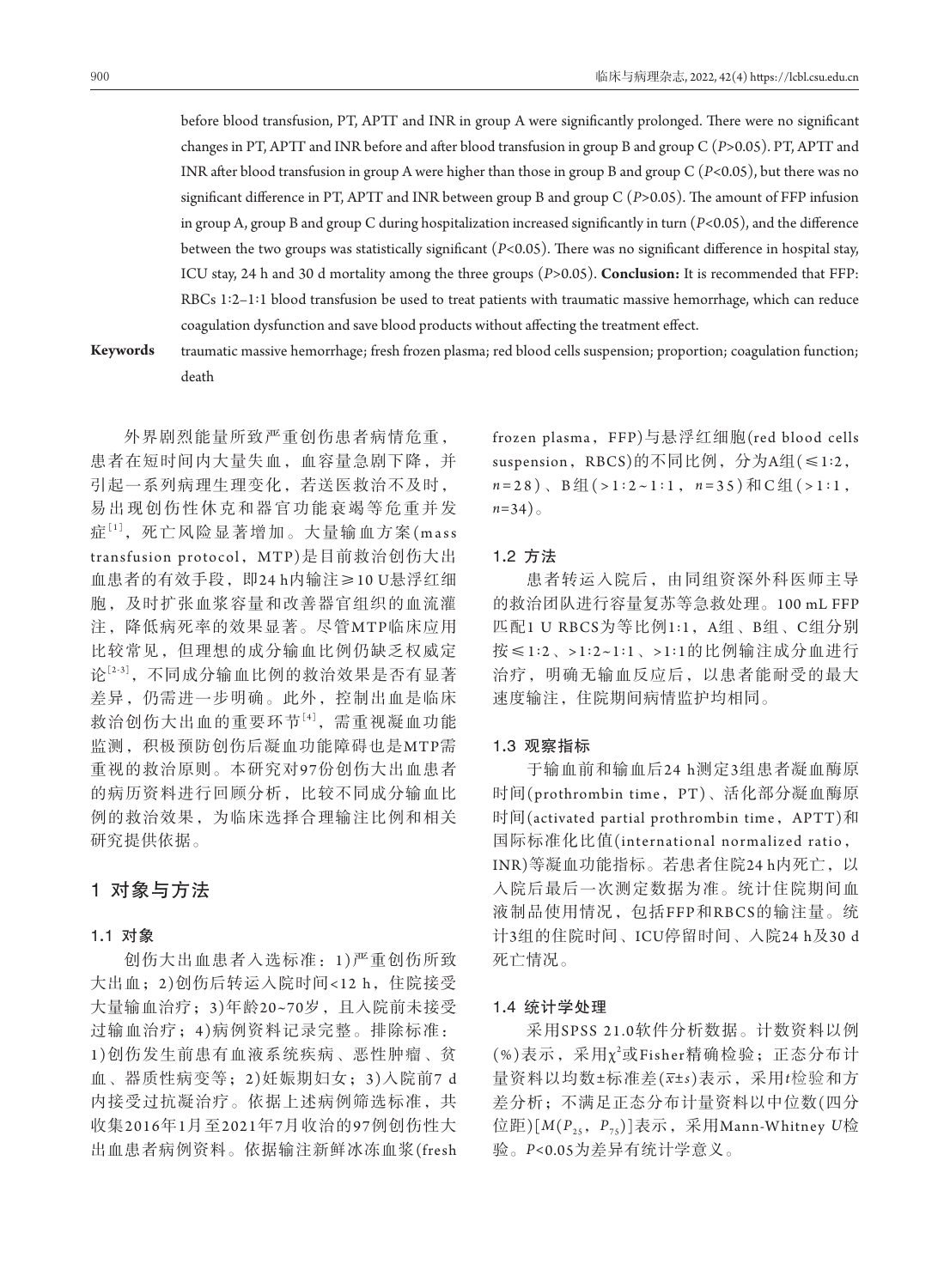before blood transfusion, PT, APTT and INR in group A were significantly prolonged. There were no significant changes in PT, APTT and INR before and after blood transfusion in group B and group C (*P*>0.05). PT, APTT and INR after blood transfusion in group A were higher than those in group B and group C (*P*<0.05), but there was no significant difference in PT, APTT and INR between group B and group C (*P*>0.05). The amount of FFP infusion in group A, group B and group C during hospitalization increased significantly in turn (*P*<0.05), and the difference between the two groups was statistically significant (*P*<0.05). There was no significant difference in hospital stay, ICU stay, 24 h and 30 d mortality among the three groups (*P*>0.05). **Conclusion:** It is recommended that FFP: RBCs 1:2–1:1 blood transfusion be used to treat patients with traumatic massive hemorrhage, which can reduce coagulation dysfunction and save blood products without affecting the treatment effect.

**Keywords** traumatic massive hemorrhage; fresh frozen plasma; red blood cells suspension; proportion; coagulation function; death

外界剧烈能量所致严重创伤患者病情危重，患者在短时间内大量失血，血容量急剧下降，并引起一系列病理生理变化，若送医救治不及时，易出现创伤性休克和器官功能衰竭等危重并发症[1]，死亡风险显著增加。大量输血方案(mass transfusion protocol，MTP)是目前救治创伤大出血患者的有效手段，即24 h内输注≥10 U悬浮红细胞，及时扩张血浆容量和改善器官组织的血流灌注，降低病死率的效果显著。尽管MTP临床应用比较常见，但理想的成分输血比例仍缺乏权威定论[2-3]，不同成分输血比例的救治效果是否有显著差异，仍需进一步明确。此外，控制出血是临床救治创伤大出血的重要环节[4]，需重视凝血功能监测，积极预防创伤后凝血功能障碍也是MTP需重视的救治原则。本研究对97份创伤大出血患者的病历资料进行回顾分析，比较不同成分输血比例的救治效果，为临床选择合理输注比例和相关研究提供依据。

## 1 对象与方法

### 1.1 对象

创伤大出血患者入选标准：1)严重创伤所致大出血；2)创伤后转运入院时间<12 h，住院接受大量输血治疗；3)年龄20~70岁，且入院前未接受过输血治疗；4)病例资料记录完整。排除标准：1)创伤发生前患有血液系统疾病、恶性肿瘤、贫血、器质性病变等；2)妊娠期妇女；3)入院前7 d内接受过抗凝治疗。依据上述病例筛选标准，共收集2016年1月至2021年7月收治的97例创伤性大出血患者病例资料。依据输注新鲜冰冻血浆(fresh frozen plasma，FFP)与悬浮红细胞(red blood cells suspension，RBCS)的不同比例，分为A组(≤1:2，*n*=28)、B组(>1:2~1:1，*n*=35)和C组(>1:1，*n*=34)。

### 1.2 方法

患者转运入院后，由同组资深外科医师主导的救治团队进行容量复苏等急救处理。100 mL FFP匹配1 U RBCS为等比例1:1，A组、B组、C组分别按≤1:2、>1:2~1:1、>1:1的比例输注成分血进行治疗，明确无输血反应后，以患者能耐受的最大速度输注，住院期间病情监护均相同。

### 1.3 观察指标

于输血前和输血后24 h测定3组患者凝血酶原时间(prothrombin time，PT)、活化部分凝血酶原时间(activated partial prothrombin time，APTT)和国际标准化比值(international normalized ratio，INR)等凝血功能指标。若患者住院24 h内死亡，以入院后最后一次测定数据为准。统计住院期间血液制品使用情况，包括FFP和RBCS的输注量。统计3组的住院时间、ICU停留时间、入院24 h及30 d死亡情况。

### 1.4 统计学处理

采用SPSS 21.0软件分析数据。计数资料以例(%)表示，采用$\chi^2$或Fisher精确检验；正态分布计量资料以均数±标准差($\bar{x}\pm s$)表示，采用*t*检验和方差分析；不满足正态分布计量资料以中位数(四分位距)[$M(P_{25}, P_{75})$]表示，采用Mann-Whitney *U*检验。*P*<0.05为差异有统计学意义。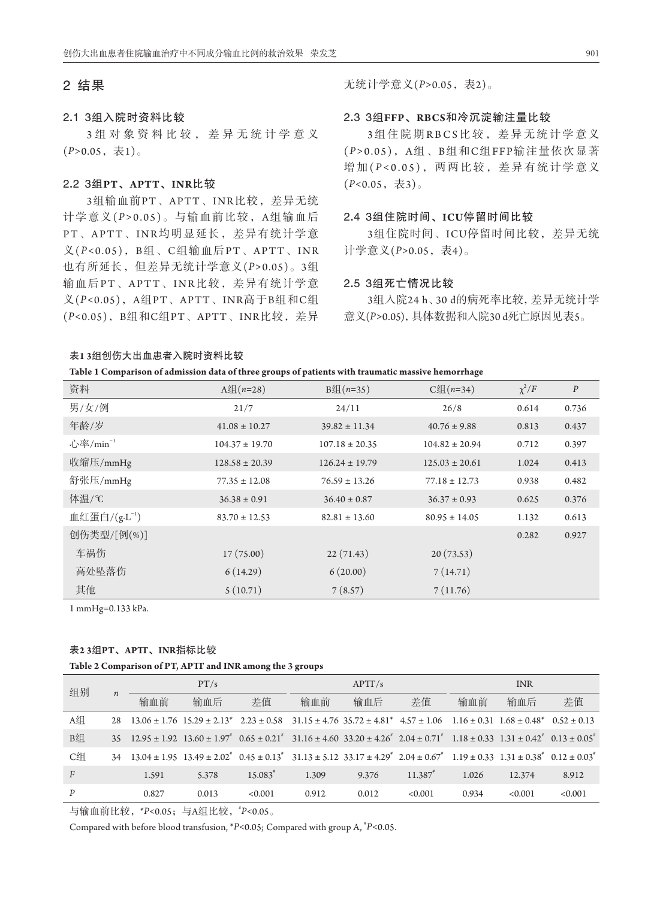## 2 结果

### 2.1 3组入院时资料比较

3组对象资料比较，差异无统计学意义($P$>0.05，表1)。

### 2.2 3组PT、APTT、INR比较

3组输血前PT、APTT、INR比较，差异无统计学意义($P$>0.05)。与输血前比较，A组输血后PT、APTT、INR均明显延长，差异有统计学意义($P$<0.05)，B组、C组输血后PT、APTT、INR也有所延长，但差异无统计学意义($P$>0.05)。3组输血后PT、APTT、INR比较，差异有统计学意义($P$<0.05)，A组PT、APTT、INR高于B组和C组($P$<0.05)，B组和C组PT、APTT、INR比较，差异无统计学意义($P$>0.05，表2)。

### 2.3 3组FFP、RBCS和冷沉淀输注量比较

3组住院期RBCS比较，差异无统计学意义($P$>0.05)，A组、B组和C组FFP输注量依次显著增加($P$<0.05)，两两比较，差异有统计学意义($P$<0.05，表3)。

### 2.4 3组住院时间、ICU停留时间比较

3组住院时间、ICU停留时间比较，差异无统计学意义($P$>0.05，表4)。

### 2.5 3组死亡情况比较

3组入院24 h、30 d的病死率比较，差异无统计学意义($P$>0.05)，具体数据和入院30 d死亡原因见表5。

**表1 3组创伤大出血患者入院时资料比较**

**Table 1 Comparison of admission data of three groups of patients with traumatic massive hemorrhage**

| 资料 | A组($n$=28) | B组($n$=35) | C组($n$=34) | $\chi^2$/$F$ | $P$ |
|---|---|---|---|---|---|
| 男/女/例 | 21/7 | 24/11 | 26/8 | 0.614 | 0.736 |
| 年龄/岁 | 41.08 ± 10.27 | 39.82 ± 11.34 | 40.76 ± 9.88 | 0.813 | 0.437 |
| 心率/min$^{-1}$ | 104.37 ± 19.70 | 107.18 ± 20.35 | 104.82 ± 20.94 | 0.712 | 0.397 |
| 收缩压/mmHg | 128.58 ± 20.39 | 126.24 ± 19.79 | 125.03 ± 20.61 | 1.024 | 0.413 |
| 舒张压/mmHg | 77.35 ± 12.08 | 76.59 ± 13.26 | 77.18 ± 12.73 | 0.938 | 0.482 |
| 体温/℃ | 36.38 ± 0.91 | 36.40 ± 0.87 | 36.37 ± 0.93 | 0.625 | 0.376 |
| 血红蛋白/(g·L$^{-1}$) | 83.70 ± 12.53 | 82.81 ± 13.60 | 80.95 ± 14.05 | 1.132 | 0.613 |
| 创伤类型/[例(%)] | | | | 0.282 | 0.927 |
| 车祸伤 | 17 (75.00) | 22 (71.43) | 20 (73.53) | | |
| 高处坠落伤 | 6 (14.29) | 6 (20.00) | 7 (14.71) | | |
| 其他 | 5 (10.71) | 7 (8.57) | 7 (11.76) | | |

1 mmHg=0.133 kPa.

**表2 3组PT、APTT、INR指标比较**

**Table 2 Comparison of PT, APTT and INR among the 3 groups**

| 组别 | $n$ | PT/s | | | APTT/s | | | INR | | |
|---|---|---|---|---|---|---|---|---|---|---|
| | | 输血前 | 输血后 | 差值 | 输血前 | 输血后 | 差值 | 输血前 | 输血后 | 差值 |
| A组 | 28 | 13.06 ± 1.76 | 15.29 ± 2.13* | 2.23 ± 0.58 | 31.15 ± 4.76 | 35.72 ± 4.81* | 4.57 ± 1.06 | 1.16 ± 0.31 | 1.68 ± 0.48* | 0.52 ± 0.13 |
| B组 | 35 | 12.95 ± 1.92 | 13.60 ± 1.97$^{\#}$ | 0.65 ± 0.21$^{\#}$ | 31.16 ± 4.60 | 33.20 ± 4.26$^{\#}$ | 2.04 ± 0.71$^{\#}$ | 1.18 ± 0.33 | 1.31 ± 0.42$^{\#}$ | 0.13 ± 0.05$^{\#}$ |
| C组 | 34 | 13.04 ± 1.95 | 13.49 ± 2.02$^{\#}$ | 0.45 ± 0.13$^{\#}$ | 31.13 ± 5.12 | 33.17 ± 4.29$^{\#}$ | 2.04 ± 0.67$^{\#}$ | 1.19 ± 0.33 | 1.31 ± 0.38$^{\#}$ | 0.12 ± 0.03$^{\#}$ |
| $F$ | | 1.591 | 5.378 | 15.083$^{\#}$ | 1.309 | 9.376 | 11.387$^{\#}$ | 1.026 | 12.374 | 8.912 |
| $P$ | | 0.827 | 0.013 | <0.001 | 0.912 | 0.012 | <0.001 | 0.934 | <0.001 | <0.001 |

与输血前比较，*$P$<0.05；与A组比较，$^{\#}P$<0.05。

Compared with before blood transfusion, *$P$<0.05; Compared with group A, $^{\#}P$<0.05.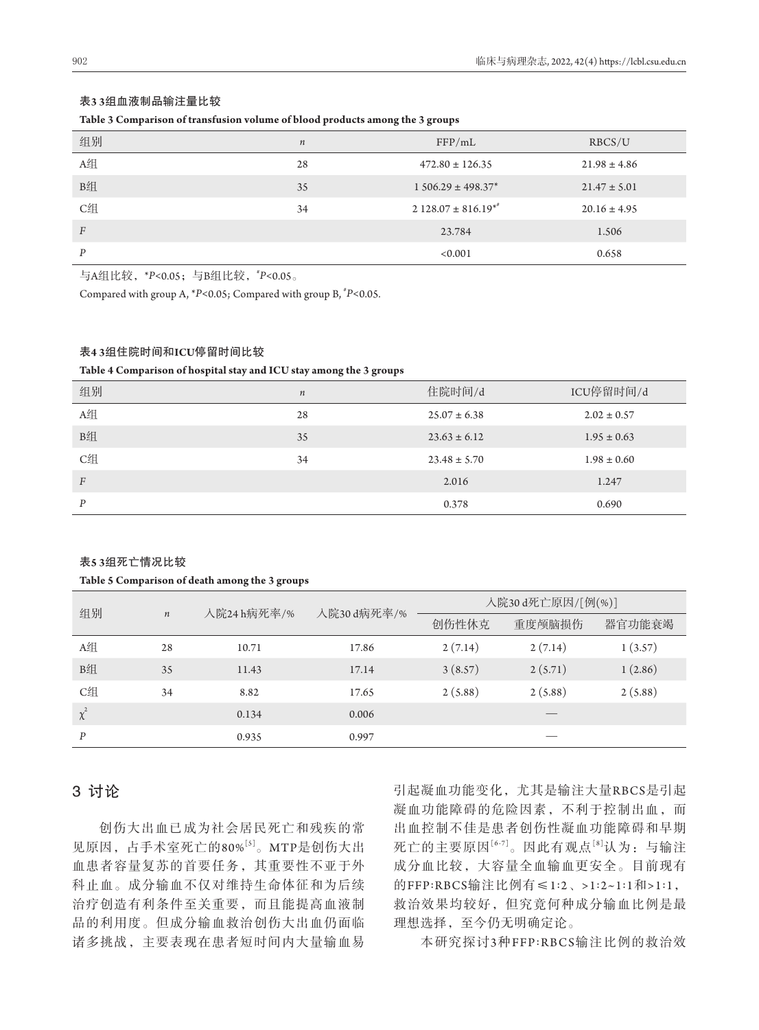**表3 3组血液制品输注量比较**

**Table 3 Comparison of transfusion volume of blood products among the 3 groups**

| 组别 | $n$ | FFP/mL | RBCS/U |
|---|---|---|---|
| A组 | 28 | 472.80 ± 126.35 | 21.98 ± 4.86 |
| B组 | 35 | 1 506.29 ± 498.37* | 21.47 ± 5.01 |
| C组 | 34 | 2 128.07 ± 816.19*# | 20.16 ± 4.95 |
| $F$ | | 23.784 | 1.506 |
| $P$ | | <0.001 | 0.658 |

与A组比较，*$P$<0.05；与B组比较，#$P$<0.05。

Compared with group A, *$P$<0.05; Compared with group B, #$P$<0.05.

**表4 3组住院时间和ICU停留时间比较**

**Table 4 Comparison of hospital stay and ICU stay among the 3 groups**

| 组别 | $n$ | 住院时间/d | ICU停留时间/d |
|---|---|---|---|
| A组 | 28 | 25.07 ± 6.38 | 2.02 ± 0.57 |
| B组 | 35 | 23.63 ± 6.12 | 1.95 ± 0.63 |
| C组 | 34 | 23.48 ± 5.70 | 1.98 ± 0.60 |
| $F$ | | 2.016 | 1.247 |
| $P$ | | 0.378 | 0.690 |

**表5 3组死亡情况比较**

**Table 5 Comparison of death among the 3 groups**

| 组别 | $n$ | 入院24 h病死率/% | 入院30 d病死率/% | 入院30 d死亡原因/[例(%)] | | |
|---|---|---|---|---|---|---|
| | | | | 创伤性休克 | 重度颅脑损伤 | 器官功能衰竭 |
| A组 | 28 | 10.71 | 17.86 | 2 (7.14) | 2 (7.14) | 1 (3.57) |
| B组 | 35 | 11.43 | 17.14 | 3 (8.57) | 2 (5.71) | 1 (2.86) |
| C组 | 34 | 8.82 | 17.65 | 2 (5.88) | 2 (5.88) | 2 (5.88) |
| $\chi^2$ | | 0.134 | 0.006 | — | | |
| $P$ | | 0.935 | 0.997 | — | | |

## 3 讨论

创伤大出血已成为社会居民死亡和残疾的常见原因，占手术室死亡的80%[5]。MTP是创伤大出血患者容量复苏的首要任务，其重要性不亚于外科止血。成分输血不仅对维持生命体征和为后续治疗创造有利条件至关重要，而且能提高血液制品的利用度。但成分输血救治创伤大出血仍面临诸多挑战，主要表现在患者短时间内大量输血易引起凝血功能变化，尤其是输注大量RBCS是引起凝血功能障碍的危险因素，不利于控制出血，而出血控制不佳是患者创伤性凝血功能障碍和早期死亡的主要原因[6-7]。因此有观点[8]认为：与输注成分血比较，大容量全血输血更安全。目前现有的FFP:RBCS输注比例有≤1:2、>1:2~1:1和>1:1，救治效果均较好，但究竟何种成分输血比例是最理想选择，至今仍无明确定论。

本研究探讨3种FFP:RBCS输注比例的救治效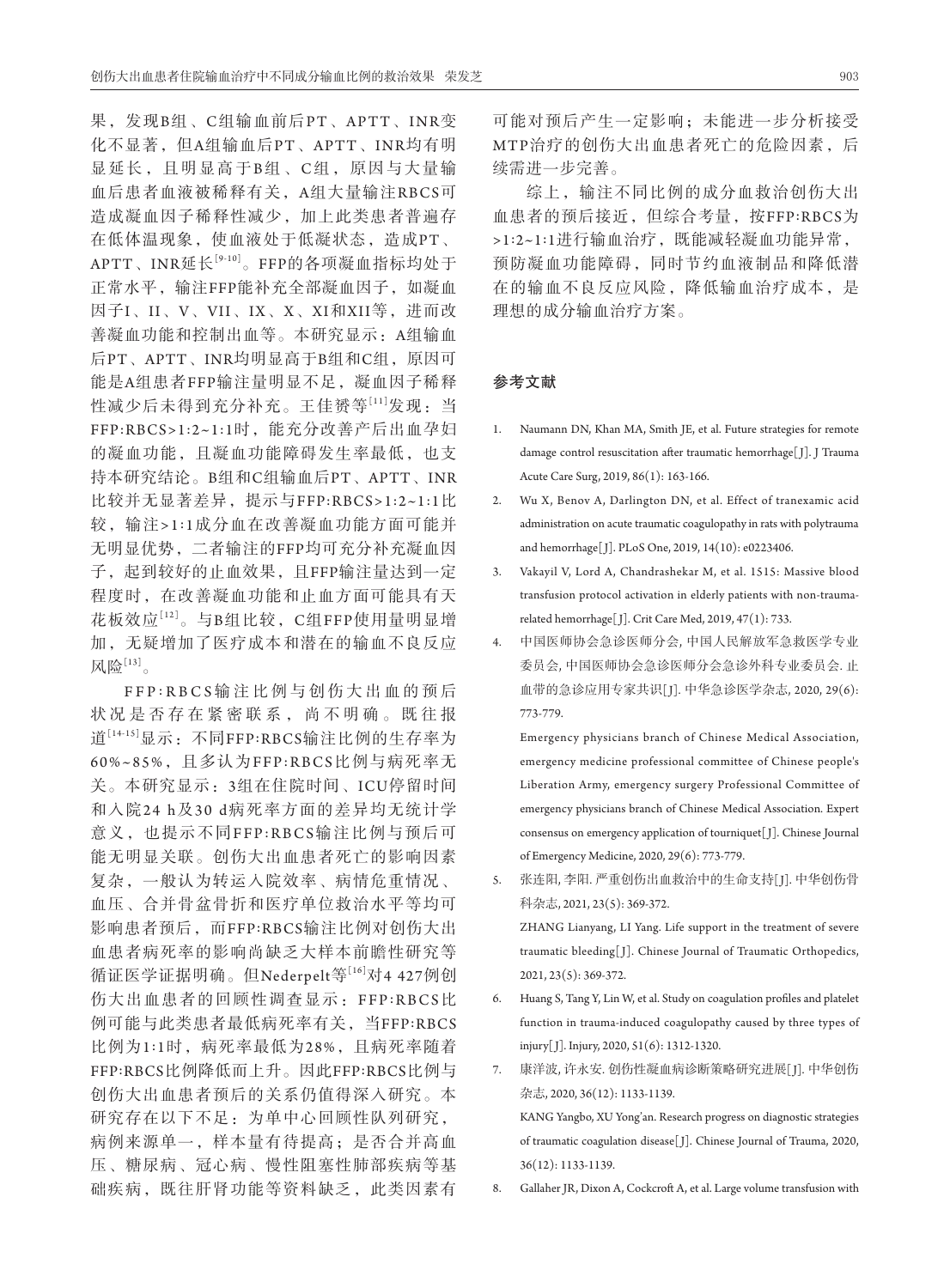果，发现B组、C组输血前后PT、APTT、INR变化不显著，但A组输血后PT、APTT、INR均有明显延长，且明显高于B组、C组，原因与大量输血后患者血液被稀释有关，A组大量输注RBCS可造成凝血因子稀释性减少，加上此类患者普遍存在低体温现象，使血液处于低凝状态，造成PT、APTT、INR延长[9-10]。FFP的各项凝血指标均处于正常水平，输注FFP能补充全部凝血因子，如凝血因子I、II、V、VII、IX、X、XI和XII等，进而改善凝血功能和控制出血等。本研究显示：A组输血后PT、APTT、INR均明显高于B组和C组，原因可能是A组患者FFP输注量明显不足，凝血因子稀释性减少后未得到充分补充。王佳赟等[11]发现：当FFP:RBCS>1:2~1:1时，能充分改善产后出血孕妇的凝血功能，且凝血功能障碍发生率最低，也支持本研究结论。B组和C组输血后PT、APTT、INR比较并无显著差异，提示与FFP:RBCS>1:2~1:1比较，输注>1:1成分血在改善凝血功能方面可能并无明显优势，二者输注的FFP均可充分补充凝血因子，起到较好的止血效果，且FFP输注量达到一定程度时，在改善凝血功能和止血方面可能具有天花板效应[12]。与B组比较，C组FFP使用量明显增加，无疑增加了医疗成本和潜在的输血不良反应风险[13]。

FFP:RBCS输注比例与创伤大出血的预后状况是否存在紧密联系，尚不明确。既往报道[14-15]显示：不同FFP:RBCS输注比例的生存率为60%~85%，且多认为FFP:RBCS比例与病死率无关。本研究显示：3组在住院时间、ICU停留时间和入院24 h及30 d病死率方面的差异均无统计学意义，也提示不同FFP:RBCS输注比例与预后可能无明显关联。创伤大出血患者死亡的影响因素复杂，一般认为转运入院效率、病情危重情况、血压、合并骨盆骨折和医疗单位救治水平等均可影响患者预后，而FFP:RBCS输注比例对创伤大出血患者病死率的影响尚缺乏大样本前瞻性研究等循证医学证据明确。但Nederpelt等[16]对4 427例创伤大出血患者的回顾性调查显示：FFP:RBCS比例可能与此类患者最低病死率有关，当FFP:RBCS比例为1:1时，病死率最低为28%，且病死率随着FFP:RBCS比例降低而上升。因此FFP:RBCS比例与创伤大出血患者预后的关系仍值得深入研究。本研究存在以下不足：为单中心回顾性队列研究，病例来源单一，样本量有待提高；是否合并高血压、糖尿病、冠心病、慢性阻塞性肺部疾病等基础疾病，既往肝肾功能等资料缺乏，此类因素有可能对预后产生一定影响；未能进一步分析接受MTP治疗的创伤大出血患者死亡的危险因素，后续需进一步完善。

综上，输注不同比例的成分血救治创伤大出血患者的预后接近，但综合考量，按FFP:RBCS为>1:2~1:1进行输血治疗，既能减轻凝血功能异常，预防凝血功能障碍，同时节约血液制品和降低潜在的输血不良反应风险，降低输血治疗成本，是理想的成分输血治疗方案。

## 参考文献

1. Naumann DN, Khan MA, Smith JE, et al. Future strategies for remote damage control resuscitation after traumatic hemorrhage[J]. J Trauma Acute Care Surg, 2019, 86(1): 163-166.
2. Wu X, Benov A, Darlington DN, et al. Effect of tranexamic acid administration on acute traumatic coagulopathy in rats with polytrauma and hemorrhage[J]. PLoS One, 2019, 14(10): e0223406.
3. Vakayil V, Lord A, Chandrashekar M, et al. 1515: Massive blood transfusion protocol activation in elderly patients with non-trauma-related hemorrhage[J]. Crit Care Med, 2019, 47(1): 733.
4. 中国医师协会急诊医师分会, 中国人民解放军急救医学专业委员会, 中国医师协会急诊医师分会急诊外科专业委员会. 止血带的急诊应用专家共识[J]. 中华急诊医学杂志, 2020, 29(6): 773-779.
   Emergency physicians branch of Chinese Medical Association, emergency medicine professional committee of Chinese people's Liberation Army, emergency surgery Professional Committee of emergency physicians branch of Chinese Medical Association. Expert consensus on emergency application of tourniquet[J]. Chinese Journal of Emergency Medicine, 2020, 29(6): 773-779.
5. 张连阳, 李阳. 严重创伤出血救治中的生命支持[J]. 中华创伤骨科杂志, 2021, 23(5): 369-372.
   ZHANG Lianyang, LI Yang. Life support in the treatment of severe traumatic bleeding[J]. Chinese Journal of Traumatic Orthopedics, 2021, 23(5): 369-372.
6. Huang S, Tang Y, Lin W, et al. Study on coagulation profiles and platelet function in trauma-induced coagulopathy caused by three types of injury[J]. Injury, 2020, 51(6): 1312-1320.
7. 康洋波, 许永安. 创伤性凝血病诊断策略研究进展[J]. 中华创伤杂志, 2020, 36(12): 1133-1139.
   KANG Yangbo, XU Yong'an. Research progress on diagnostic strategies of traumatic coagulation disease[J]. Chinese Journal of Trauma, 2020, 36(12): 1133-1139.
8. Gallaher JR, Dixon A, Cockcroft A, et al. Large volume transfusion with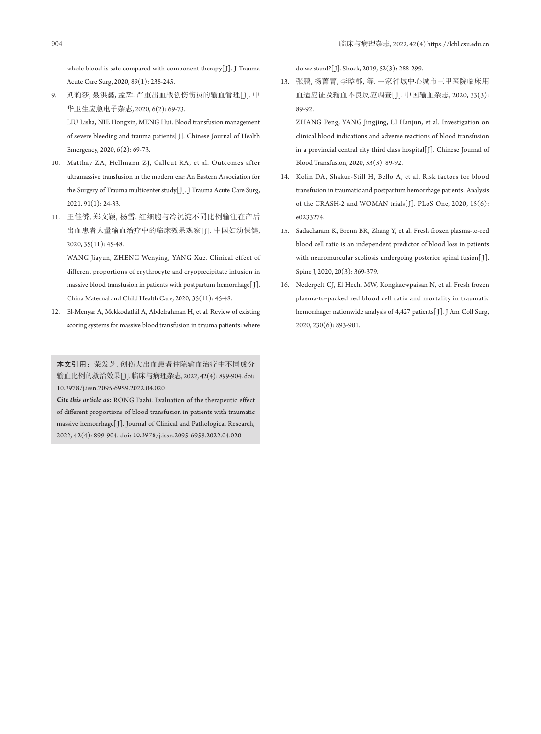whole blood is safe compared with component therapy[J]. J Trauma Acute Care Surg, 2020, 89(1): 238-245.

9. 刘莉莎, 聂洪鑫, 孟辉. 严重出血战创伤员的输血管理[J]. 中华卫生应急电子杂志, 2020, 6(2): 69-73.
   LIU Lisha, NIE Hongxin, MENG Hui. Blood transfusion management of severe bleeding and trauma patients[J]. Chinese Journal of Health Emergency, 2020, 6(2): 69-73.
10. Matthay ZA, Hellmann ZJ, Callcut RA, et al. Outcomes after ultramassive transfusion in the modern era: An Eastern Association for the Surgery of Trauma multicenter study[J]. J Trauma Acute Care Surg, 2021, 91(1): 24-33.
11. 王佳赟, 郑文颖, 杨雪. 红细胞与冷沉淀不同比例输注在产后出血患者大量输血治疗中的临床效果观察[J]. 中国妇幼保健, 2020, 35(11): 45-48.
    WANG Jiayun, ZHENG Wenying, YANG Xue. Clinical effect of different proportions of erythrocyte and cryoprecipitate infusion in massive blood transfusion in patients with postpartum hemorrhage[J]. China Maternal and Child Health Care, 2020, 35(11): 45-48.
12. El-Menyar A, Mekkodathil A, Abdelrahman H, et al. Review of existing scoring systems for massive blood transfusion in trauma patients: where do we stand?[J]. Shock, 2019, 52(3): 288-299.
13. 张鹏, 杨菁菁, 李晗郡, 等. 一家省域中心城市三甲医院临床用血适应证及输血不良反应调查[J]. 中国输血杂志, 2020, 33(3): 89-92.
    ZHANG Peng, YANG Jingjing, LI Hanjun, et al. Investigation on clinical blood indications and adverse reactions of blood transfusion in a provincial central city third class hospital[J]. Chinese Journal of Blood Transfusion, 2020, 33(3): 89-92.
14. Kolin DA, Shakur-Still H, Bello A, et al. Risk factors for blood transfusion in traumatic and postpartum hemorrhage patients: Analysis of the CRASH-2 and WOMAN trials[J]. PLoS One, 2020, 15(6): e0233274.
15. Sadacharam K, Brenn BR, Zhang Y, et al. Fresh frozen plasma-to-red blood cell ratio is an independent predictor of blood loss in patients with neuromuscular scoliosis undergoing posterior spinal fusion[J]. Spine J, 2020, 20(3): 369-379.
16. Nederpelt CJ, El Hechi MW, Kongkaewpaisan N, et al. Fresh frozen plasma-to-packed red blood cell ratio and mortality in traumatic hemorrhage: nationwide analysis of 4,427 patients[J]. J Am Coll Surg, 2020, 230(6): 893-901.

**本文引用：** 荣发芝. 创伤大出血患者住院输血治疗中不同成分输血比例的救治效果[J]. 临床与病理杂志, 2022, 42(4): 899-904. doi: 10.3978/j.issn.2095-6959.2022.04.020

***Cite this article as:*** RONG Fazhi. Evaluation of the therapeutic effect of different proportions of blood transfusion in patients with traumatic massive hemorrhage[J]. Journal of Clinical and Pathological Research, 2022, 42(4): 899-904. doi: 10.3978/j.issn.2095-6959.2022.04.020